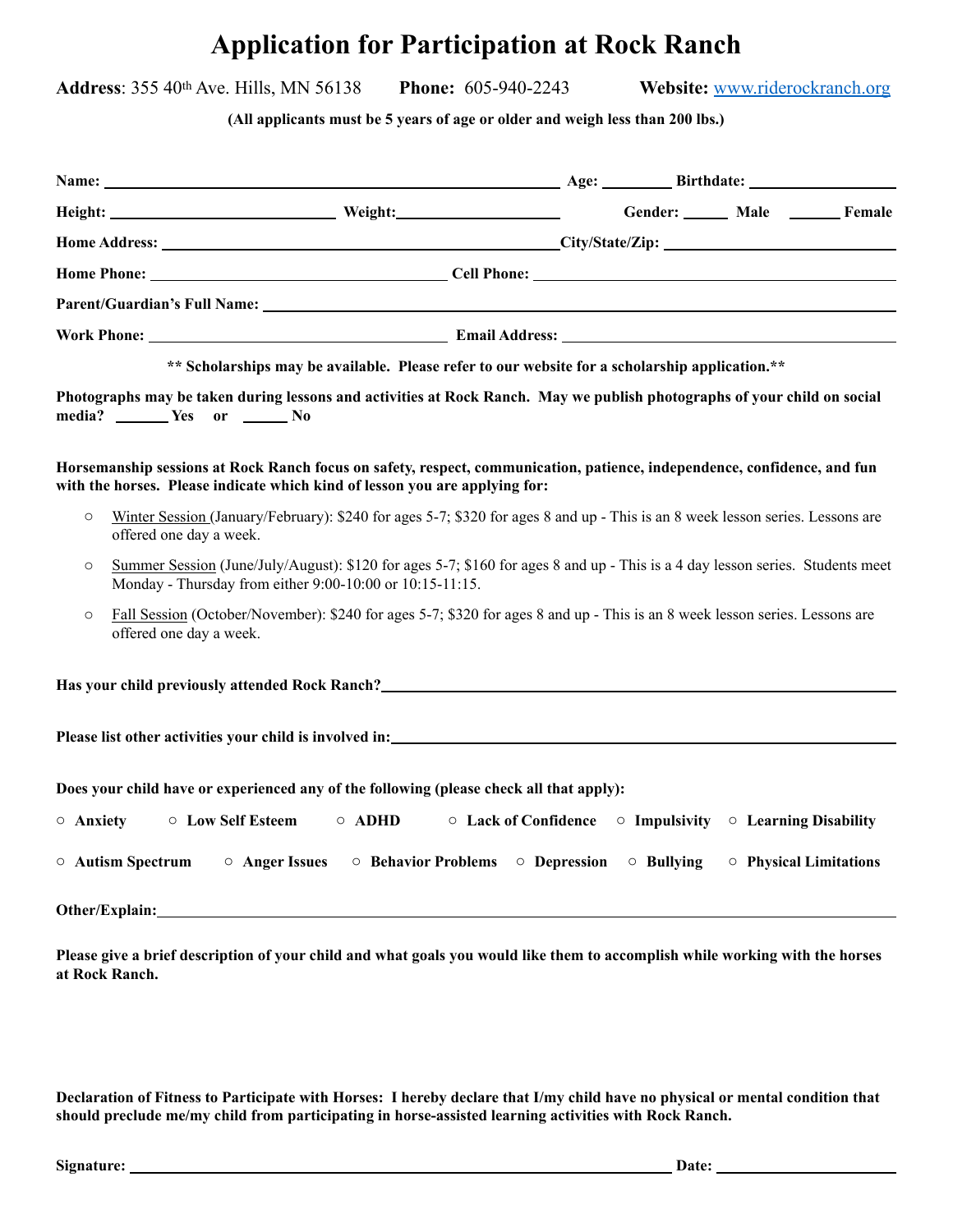# Application for Participation at Rock Ranch

**Address**: 355 40th Ave. Hills, MN 56138  **Phone:** 605-940-2243  **Website:** www.riderockranch.org

**(All applicants must be 5 years of age or older and weigh less than 200 lbs.)**

**Name:** ______________________ **Age:** ________ **Birthdate:** ________________

**Height:** ____________________ **Weight:** ____________________ **Gender:** ______ **Male** ______ **Female**

**Home Address:** ______________________ **City/State/Zip:** ______________________

**Home Phone:** ______________________ **Cell Phone:** ______________________

**Parent/Guardian's Full Name:** ______________________________________________

**Work Phone:** ______________________ **Email Address:** ______________________

**\*\* Scholarships may be available. Please refer to our website for a scholarship application.\*\***

**Photographs may be taken during lessons and activities at Rock Ranch. May we publish photographs of your child on social media? ______ Yes or ______ No**

**Horsemanship sessions at Rock Ranch focus on safety, respect, communication, patience, independence, confidence, and fun with the horses. Please indicate which kind of lesson you are applying for:**

- ○ Winter Session (January/February): $240 for ages 5-7; $320 for ages 8 and up - This is an 8 week lesson series. Lessons are offered one day a week.
- ○ Summer Session (June/July/August): $120 for ages 5-7; $160 for ages 8 and up - This is a 4 day lesson series. Students meet Monday - Thursday from either 9:00-10:00 or 10:15-11:15.
- ○ Fall Session (October/November): $240 for ages 5-7; $320 for ages 8 and up - This is an 8 week lesson series. Lessons are offered one day a week.

**Has your child previously attended Rock Ranch?** ______________________________________________

**Please list other activities your child is involved in:** ______________________________________________

**Does your child have or experienced any of the following (please check all that apply):**

○ **Anxiety** ○ **Low Self Esteem** ○ **ADHD** ○ **Lack of Confidence** ○ **Impulsivity** ○ **Learning Disability**

○ **Autism Spectrum** ○ **Anger Issues** ○ **Behavior Problems** ○ **Depression** ○ **Bullying** ○ **Physical Limitations**

**Other/Explain:** ______________________________________________

**Please give a brief description of your child and what goals you would like them to accomplish while working with the horses at Rock Ranch.**

**Declaration of Fitness to Participate with Horses: I hereby declare that I/my child have no physical or mental condition that should preclude me/my child from participating in horse-assisted learning activities with Rock Ranch.**

**Signature:** ______________________________________________ **Date:** ____________________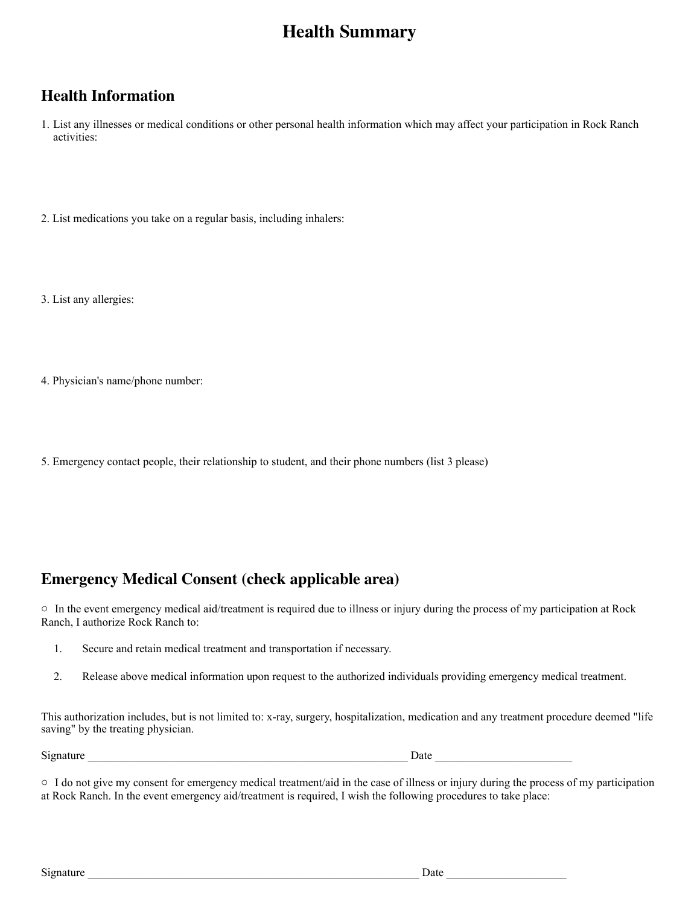# Health Summary

## Health Information

1. List any illnesses or medical conditions or other personal health information which may affect your participation in Rock Ranch activities:

2. List medications you take on a regular basis, including inhalers:

3. List any allergies:

4. Physician's name/phone number:

5. Emergency contact people, their relationship to student, and their phone numbers (list 3 please)

## Emergency Medical Consent (check applicable area)

○ In the event emergency medical aid/treatment is required due to illness or injury during the process of my participation at Rock Ranch, I authorize Rock Ranch to:

1. Secure and retain medical treatment and transportation if necessary.
2. Release above medical information upon request to the authorized individuals providing emergency medical treatment.

This authorization includes, but is not limited to: x-ray, surgery, hospitalization, medication and any treatment procedure deemed "life saving" by the treating physician.

Signature ________________________________________________________ Date ________________________

○ I do not give my consent for emergency medical treatment/aid in the case of illness or injury during the process of my participation at Rock Ranch. In the event emergency aid/treatment is required, I wish the following procedures to take place:

Signature ___________________________________________________________ Date _____________________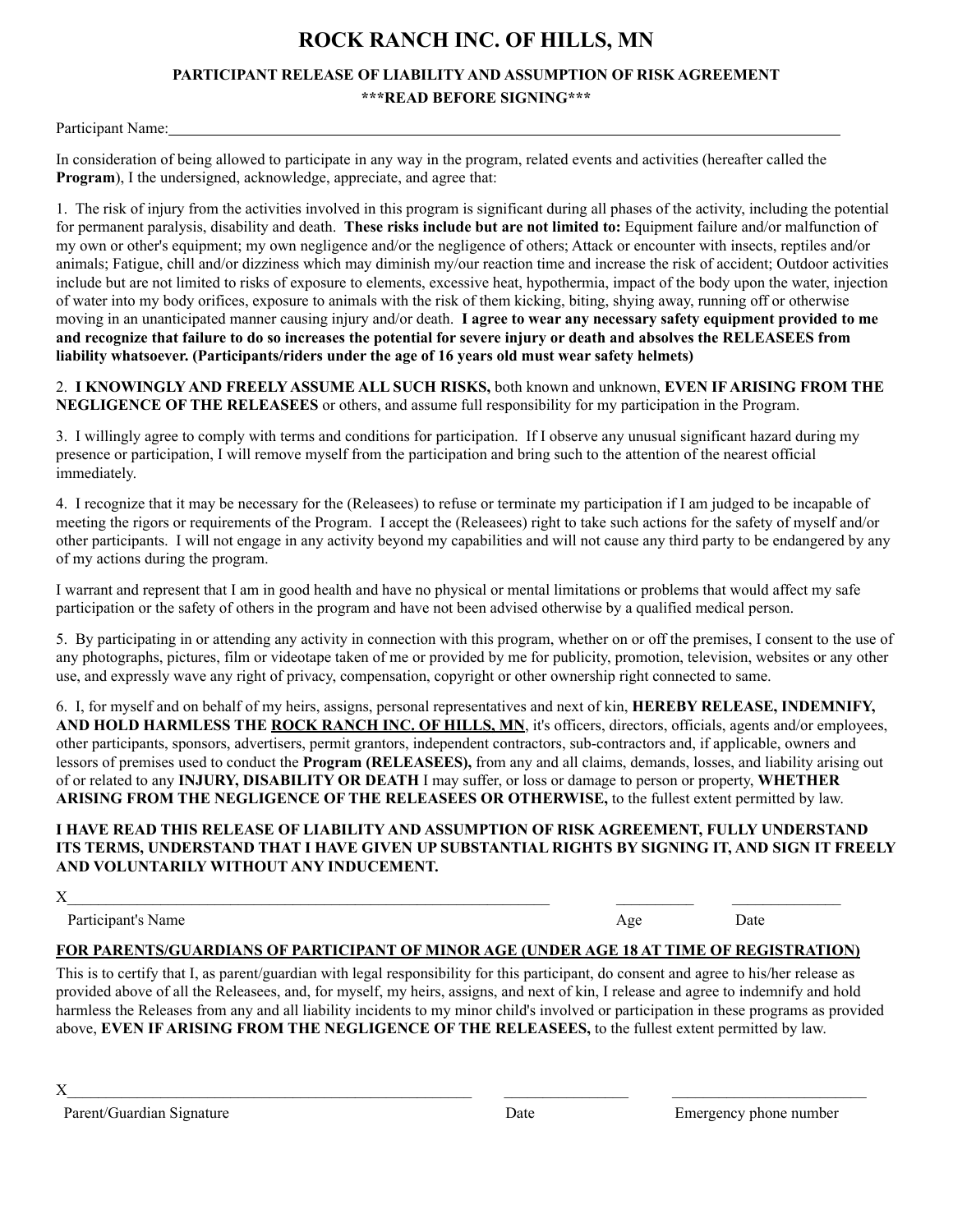# ROCK RANCH INC. OF HILLS, MN

## PARTICIPANT RELEASE OF LIABILITY AND ASSUMPTION OF RISK AGREEMENT

**\*\*\*READ BEFORE SIGNING\*\*\***

Participant Name:\_\_\_\_\_\_\_\_\_\_\_\_\_\_\_\_\_\_\_\_\_\_\_\_\_\_\_\_\_\_\_\_\_\_\_\_\_\_\_\_\_\_\_\_\_\_\_\_\_\_\_\_\_\_\_\_\_\_\_\_\_\_\_\_

In consideration of being allowed to participate in any way in the program, related events and activities (hereafter called the **Program**), I the undersigned, acknowledge, appreciate, and agree that:

1. The risk of injury from the activities involved in this program is significant during all phases of the activity, including the potential for permanent paralysis, disability and death. **These risks include but are not limited to:** Equipment failure and/or malfunction of my own or other's equipment; my own negligence and/or the negligence of others; Attack or encounter with insects, reptiles and/or animals; Fatigue, chill and/or dizziness which may diminish my/our reaction time and increase the risk of accident; Outdoor activities include but are not limited to risks of exposure to elements, excessive heat, hypothermia, impact of the body upon the water, injection of water into my body orifices, exposure to animals with the risk of them kicking, biting, shying away, running off or otherwise moving in an unanticipated manner causing injury and/or death. **I agree to wear any necessary safety equipment provided to me and recognize that failure to do so increases the potential for severe injury or death and absolves the RELEASEES from liability whatsoever. (Participants/riders under the age of 16 years old must wear safety helmets)**

2. **I KNOWINGLY AND FREELY ASSUME ALL SUCH RISKS,** both known and unknown, **EVEN IF ARISING FROM THE NEGLIGENCE OF THE RELEASEES** or others, and assume full responsibility for my participation in the Program.

3. I willingly agree to comply with terms and conditions for participation. If I observe any unusual significant hazard during my presence or participation, I will remove myself from the participation and bring such to the attention of the nearest official immediately.

4. I recognize that it may be necessary for the (Releasees) to refuse or terminate my participation if I am judged to be incapable of meeting the rigors or requirements of the Program. I accept the (Releasees) right to take such actions for the safety of myself and/or other participants. I will not engage in any activity beyond my capabilities and will not cause any third party to be endangered by any of my actions during the program.

I warrant and represent that I am in good health and have no physical or mental limitations or problems that would affect my safe participation or the safety of others in the program and have not been advised otherwise by a qualified medical person.

5. By participating in or attending any activity in connection with this program, whether on or off the premises, I consent to the use of any photographs, pictures, film or videotape taken of me or provided by me for publicity, promotion, television, websites or any other use, and expressly wave any right of privacy, compensation, copyright or other ownership right connected to same.

6. I, for myself and on behalf of my heirs, assigns, personal representatives and next of kin, **HEREBY RELEASE, INDEMNIFY, AND HOLD HARMLESS THE <u>ROCK RANCH INC. OF HILLS, MN</u>**, it's officers, directors, officials, agents and/or employees, other participants, sponsors, advertisers, permit grantors, independent contractors, sub-contractors and, if applicable, owners and lessors of premises used to conduct the **Program (RELEASEES),** from any and all claims, demands, losses, and liability arising out of or related to any **INJURY, DISABILITY OR DEATH** I may suffer, or loss or damage to person or property, **WHETHER ARISING FROM THE NEGLIGENCE OF THE RELEASEES OR OTHERWISE,** to the fullest extent permitted by law.

**I HAVE READ THIS RELEASE OF LIABILITY AND ASSUMPTION OF RISK AGREEMENT, FULLY UNDERSTAND ITS TERMS, UNDERSTAND THAT I HAVE GIVEN UP SUBSTANTIAL RIGHTS BY SIGNING IT, AND SIGN IT FREELY AND VOLUNTARILY WITHOUT ANY INDUCEMENT.**

X\_\_\_\_\_\_\_\_\_\_\_\_\_\_\_\_\_\_\_\_\_\_\_\_\_\_\_\_\_\_\_\_\_\_\_\_\_\_\_\_\_\_\_\_\_\_\_\_\_\_\_\_\_\_ \_\_\_\_\_\_\_\_\_\_ \_\_\_\_\_\_\_\_\_\_\_\_\_\_

Participant's Name Age Date

**<u>FOR PARENTS/GUARDIANS OF PARTICIPANT OF MINOR AGE (UNDER AGE 18 AT TIME OF REGISTRATION)</u>**

This is to certify that I, as parent/guardian with legal responsibility for this participant, do consent and agree to his/her release as provided above of all the Releasees, and, for myself, my heirs, assigns, and next of kin, I release and agree to indemnify and hold harmless the Releases from any and all liability incidents to my minor child's involved or participation in these programs as provided above, **EVEN IF ARISING FROM THE NEGLIGENCE OF THE RELEASEES,** to the fullest extent permitted by law.

X\_\_\_\_\_\_\_\_\_\_\_\_\_\_\_\_\_\_\_\_\_\_\_\_\_\_\_\_\_\_\_\_\_\_\_\_\_\_\_\_\_\_\_\_\_\_ \_\_\_\_\_\_\_\_\_\_\_\_\_\_\_\_ \_\_\_\_\_\_\_\_\_\_\_\_\_\_\_\_\_\_\_\_\_\_\_\_

Parent/Guardian Signature Date Emergency phone number